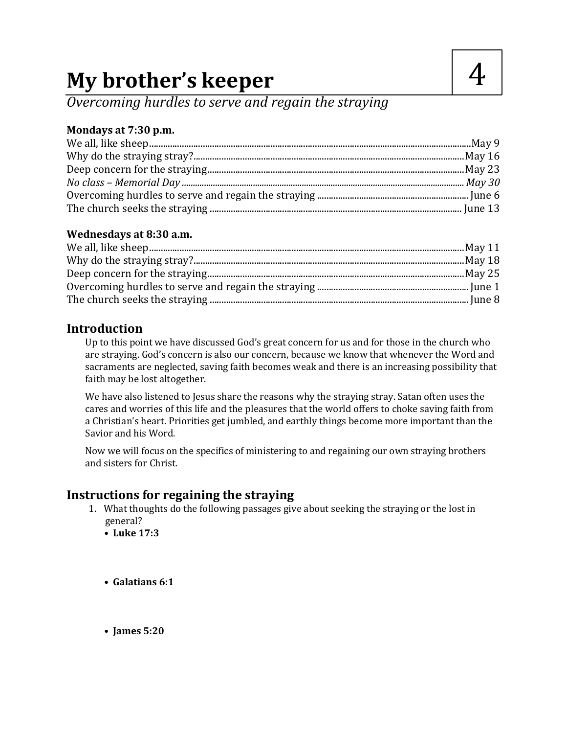# My brother's keeper

4

*Overcoming hurdles to serve and regain the straying*

**Mondays at 7:30 p.m.**

We all, like sheep........May 9
Why do the straying stray?........May 16
Deep concern for the straying........May 23
*No class – Memorial Day........May 30*
Overcoming hurdles to serve and regain the straying........June 6
The church seeks the straying........June 13

**Wednesdays at 8:30 a.m.**

We all, like sheep........May 11
Why do the straying stray?........May 18
Deep concern for the straying........May 25
Overcoming hurdles to serve and regain the straying........June 1
The church seeks the straying........June 8

## Introduction

Up to this point we have discussed God's great concern for us and for those in the church who are straying. God's concern is also our concern, because we know that whenever the Word and sacraments are neglected, saving faith becomes weak and there is an increasing possibility that faith may be lost altogether.

We have also listened to Jesus share the reasons why the straying stray. Satan often uses the cares and worries of this life and the pleasures that the world offers to choke saving faith from a Christian's heart. Priorities get jumbled, and earthly things become more important than the Savior and his Word.

Now we will focus on the specifics of ministering to and regaining our own straying brothers and sisters for Christ.

## Instructions for regaining the straying

1. What thoughts do the following passages give about seeking the straying or the lost in general?
   - **Luke 17:3**
   - **Galatians 6:1**
   - **James 5:20**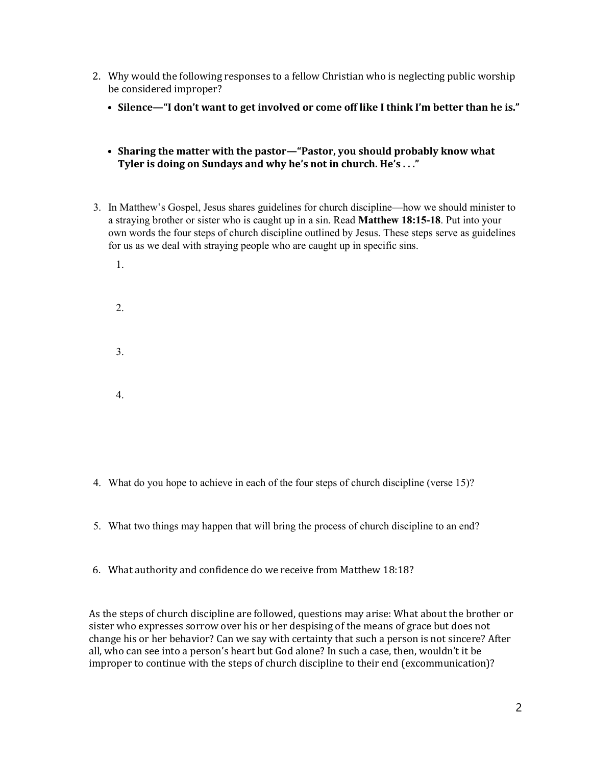2. Why would the following responses to a fellow Christian who is neglecting public worship be considered improper?

   - **Silence—"I don't want to get involved or come off like I think I'm better than he is."**

   - **Sharing the matter with the pastor—"Pastor, you should probably know what Tyler is doing on Sundays and why he's not in church. He's . . ."**

3. In Matthew's Gospel, Jesus shares guidelines for church discipline—how we should minister to a straying brother or sister who is caught up in a sin. Read **Matthew 18:15-18**. Put into your own words the four steps of church discipline outlined by Jesus. These steps serve as guidelines for us as we deal with straying people who are caught up in specific sins.

   1.

   2.

   3.

   4.

4. What do you hope to achieve in each of the four steps of church discipline (verse 15)?

5. What two things may happen that will bring the process of church discipline to an end?

6. What authority and confidence do we receive from Matthew 18:18?

As the steps of church discipline are followed, questions may arise: What about the brother or sister who expresses sorrow over his or her despising of the means of grace but does not change his or her behavior? Can we say with certainty that such a person is not sincere? After all, who can see into a person's heart but God alone? In such a case, then, wouldn't it be improper to continue with the steps of church discipline to their end (excommunication)?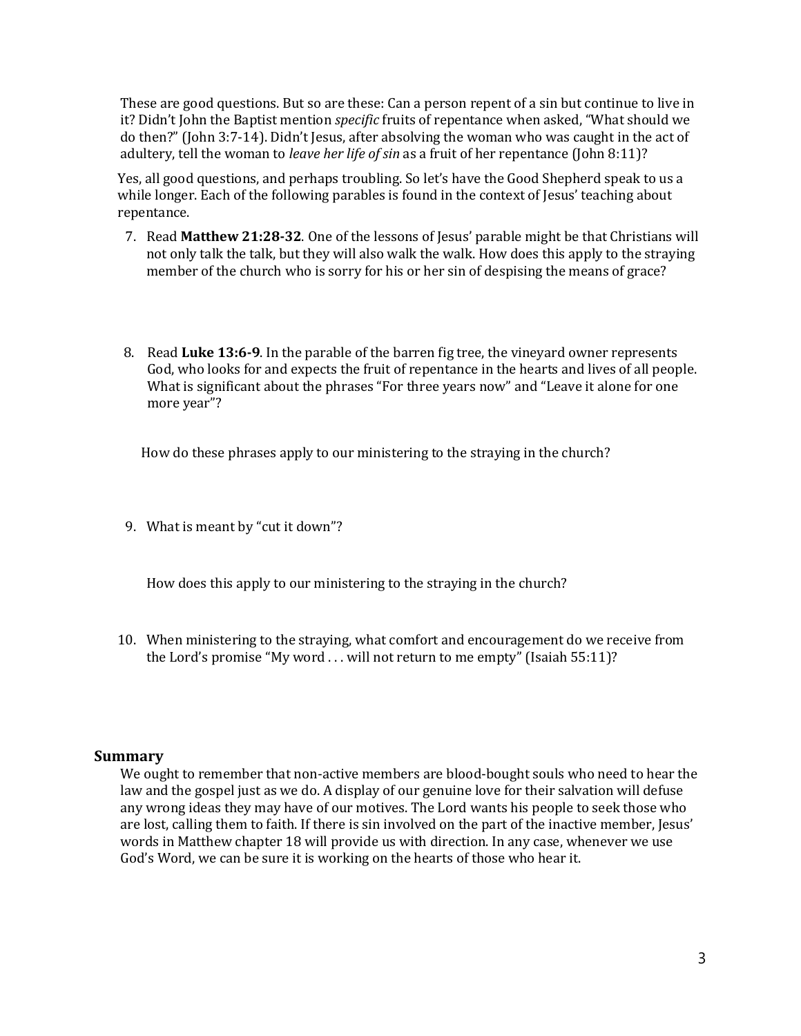These are good questions. But so are these: Can a person repent of a sin but continue to live in it? Didn't John the Baptist mention *specific* fruits of repentance when asked, "What should we do then?" (John 3:7-14). Didn't Jesus, after absolving the woman who was caught in the act of adultery, tell the woman to *leave her life of sin* as a fruit of her repentance (John 8:11)?

Yes, all good questions, and perhaps troubling. So let's have the Good Shepherd speak to us a while longer. Each of the following parables is found in the context of Jesus' teaching about repentance.

7. Read **Matthew 21:28-32**. One of the lessons of Jesus' parable might be that Christians will not only talk the talk, but they will also walk the walk. How does this apply to the straying member of the church who is sorry for his or her sin of despising the means of grace?

8. Read **Luke 13:6-9**. In the parable of the barren fig tree, the vineyard owner represents God, who looks for and expects the fruit of repentance in the hearts and lives of all people. What is significant about the phrases "For three years now" and "Leave it alone for one more year"?

   How do these phrases apply to our ministering to the straying in the church?

9. What is meant by "cut it down"?

   How does this apply to our ministering to the straying in the church?

10. When ministering to the straying, what comfort and encouragement do we receive from the Lord's promise "My word . . . will not return to me empty" (Isaiah 55:11)?

## Summary

We ought to remember that non-active members are blood-bought souls who need to hear the law and the gospel just as we do. A display of our genuine love for their salvation will defuse any wrong ideas they may have of our motives. The Lord wants his people to seek those who are lost, calling them to faith. If there is sin involved on the part of the inactive member, Jesus' words in Matthew chapter 18 will provide us with direction. In any case, whenever we use God's Word, we can be sure it is working on the hearts of those who hear it.